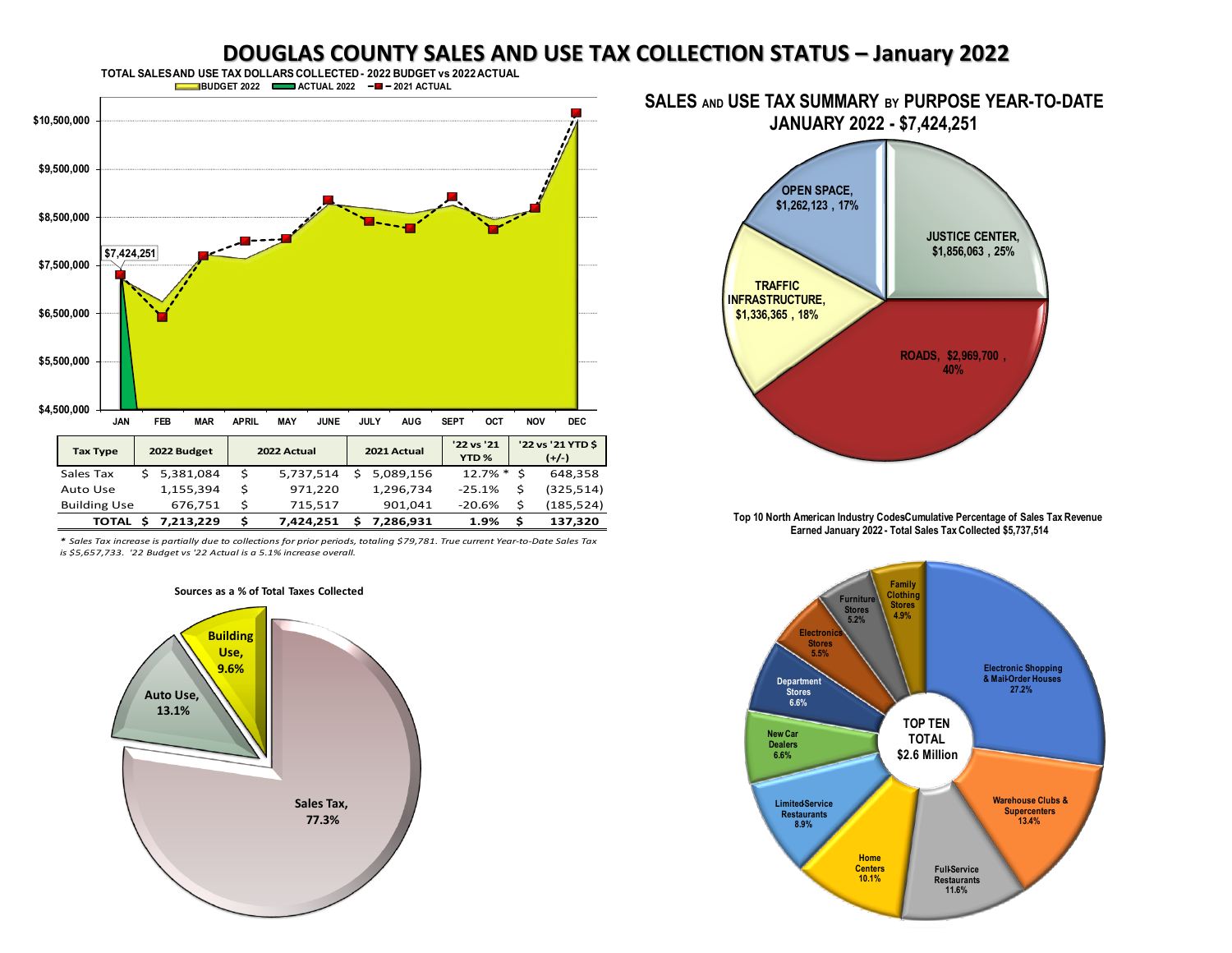# DOUGLAS COUNTY SALES AND USE TAX COLLECTION STATUS – January 2022

**TOTAL SALES AND USE TAX DOLLARS COLLECTED - 2022 BUDGET vs 2022 ACTUAL**

BUDGET 2022 | ACTUAL 2022 | 2021 ACTUAL

$7,424,251

$10,500,000
$9,500,000
$8,500,000
$7,500,000
$6,500,000
$5,500,000
$4,500,000

JAN FEB MAR APRIL MAY JUNE JULY AUG SEPT OCT NOV DEC

| Tax Type | 2022 Budget | 2022 Actual | 2021 Actual | '22 vs '21 YTD % | '22 vs '21 YTD $ (+/-) |
|---|---|---|---|---|---|
| Sales Tax | $ 5,381,084 | $ 5,737,514 | $ 5,089,156 | 12.7% * | $ 648,358 |
| Auto Use | 1,155,394 | $ 971,220 | 1,296,734 | -25.1% | $ (325,514) |
| Building Use | 676,751 | $ 715,517 | 901,041 | -20.6% | $ (185,524) |
| **TOTAL** | **$ 7,213,229** | **$ 7,424,251** | **$ 7,286,931** | **1.9%** | **$ 137,320** |

*\* Sales Tax increase is partially due to collections for prior periods, totaling $79,781. True current Year-to-Date Sales Tax is $5,657,733. '22 Budget vs '22 Actual is a 5.1% increase overall.*

**Sources as a % of Total Taxes Collected**

- Sales Tax, 77.3%
- Auto Use, 13.1%
- Building Use, 9.6%

## SALES AND USE TAX SUMMARY BY PURPOSE YEAR-TO-DATE JANUARY 2022 - $7,424,251

- JUSTICE CENTER, $1,856,063 , 25%
- ROADS, $2,969,700 , 40%
- TRAFFIC INFRASTRUCTURE, $1,336,365 , 18%
- OPEN SPACE, $1,262,123 , 17%

**Top 10 North American Industry Codes Cumulative Percentage of Sales Tax Revenue Earned January 2022 - Total Sales Tax Collected $5,737,514**

TOP TEN TOTAL $2.6 Million

- Electronic Shopping & Mail-Order Houses 27.2%
- Warehouse Clubs & Supercenters 13.4%
- Full-Service Restaurants 11.6%
- Home Centers 10.1%
- Limited-Service Restaurants 8.9%
- New Car Dealers 6.6%
- Department Stores 6.6%
- Electronics Stores 5.5%
- Furniture Stores 5.2%
- Family Clothing Stores 4.9%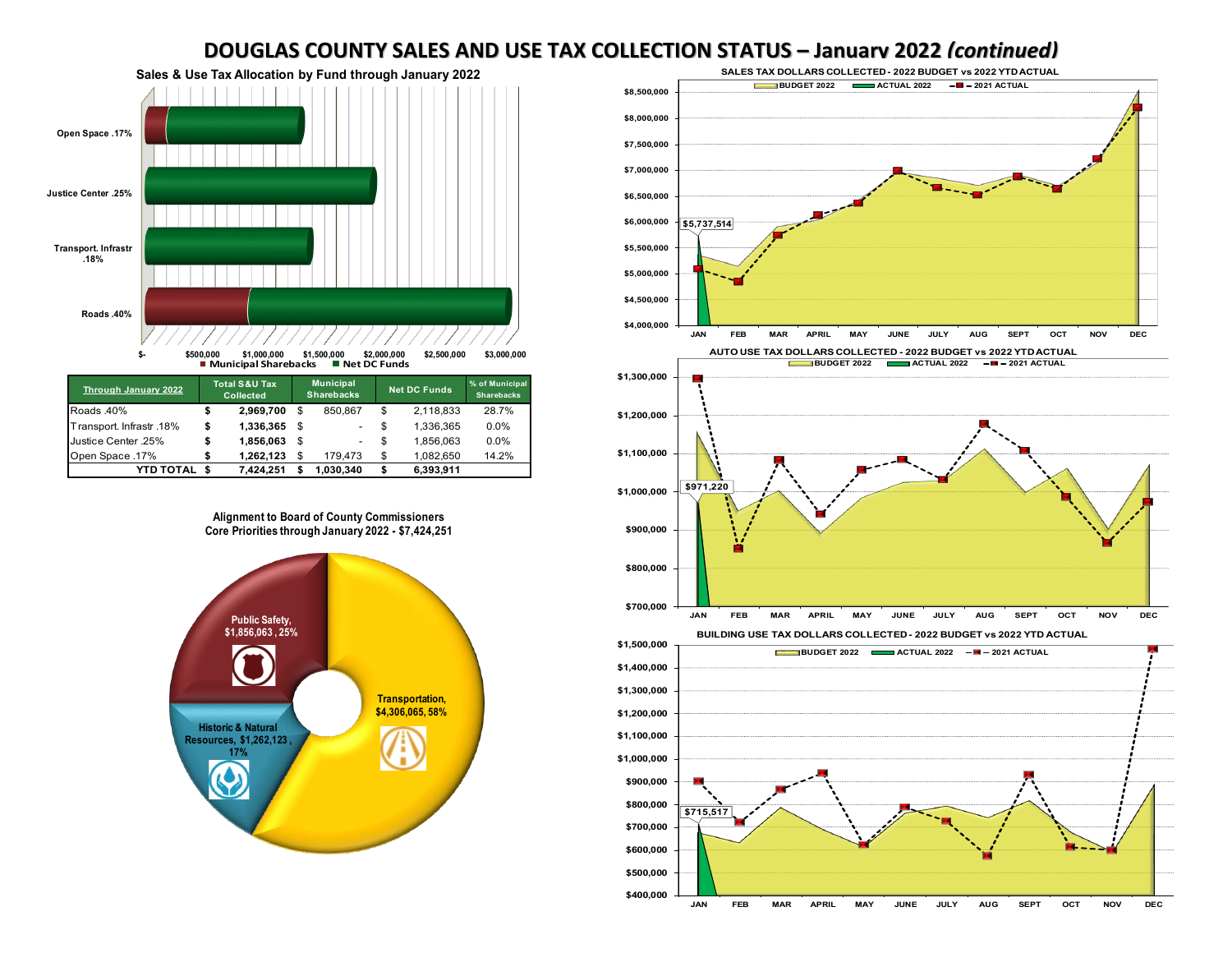# DOUGLAS COUNTY SALES AND USE TAX COLLECTION STATUS – January 2022 *(continued)*

**Sales & Use Tax Allocation by Fund through January 2022**

Open Space .17%
Justice Center .25%
Transport. Infrastr .18%
Roads .40%

$- $500,000 $1,000,000 $1,500,000 $2,000,000 $2,500,000 $3,000,000

Municipal Sharebacks ■ Net DC Funds

| Through January 2022 | Total S&U Tax Collected | Municipal Sharebacks | Net DC Funds | % of Municipal Sharebacks |
|---|---|---|---|---|
| Roads .40% | $ 2,969,700 | $ 850,867 | $ 2,118,833 | 28.7% |
| Transport. Infrastr .18% | $ 1,336,365 | $ - | $ 1,336,365 | 0.0% |
| Justice Center .25% | $ 1,856,063 | $ - | $ 1,856,063 | 0.0% |
| Open Space .17% | $ 1,262,123 | $ 179,473 | $ 1,082,650 | 14.2% |
| **YTD TOTAL** | **$ 7,424,251** | **$ 1,030,340** | **$ 6,393,911** | |

**Alignment to Board of County Commissioners Core Priorities through January 2022 - $7,424,251**

Public Safety, $1,856,063 , 25%
Transportation, $4,306,065, 58%
Historic & Natural Resources, $1,262,123 , 17%

**SALES TAX DOLLARS COLLECTED - 2022 BUDGET vs 2022 YTD ACTUAL**

BUDGET 2022 ACTUAL 2022 2021 ACTUAL

$5,737,514

$4,000,000 $4,500,000 $5,000,000 $5,500,000 $6,000,000 $6,500,000 $7,000,000 $7,500,000 $8,000,000 $8,500,000

JAN FEB MAR APRIL MAY JUNE JULY AUG SEPT OCT NOV DEC

**AUTO USE TAX DOLLARS COLLECTED - 2022 BUDGET vs 2022 YTD ACTUAL**

BUDGET 2022 ACTUAL 2022 2021 ACTUAL

$971,220

$700,000 $800,000 $900,000 $1,000,000 $1,100,000 $1,200,000 $1,300,000

JAN FEB MAR APRIL MAY JUNE JULY AUG SEPT OCT NOV DEC

**BUILDING USE TAX DOLLARS COLLECTED - 2022 BUDGET vs 2022 YTD ACTUAL**

BUDGET 2022 ACTUAL 2022 2021 ACTUAL

$715,517

$400,000 $500,000 $600,000 $700,000 $800,000 $900,000 $1,000,000 $1,100,000 $1,200,000 $1,300,000 $1,400,000 $1,500,000

JAN FEB MAR APRIL MAY JUNE JULY AUG SEPT OCT NOV DEC